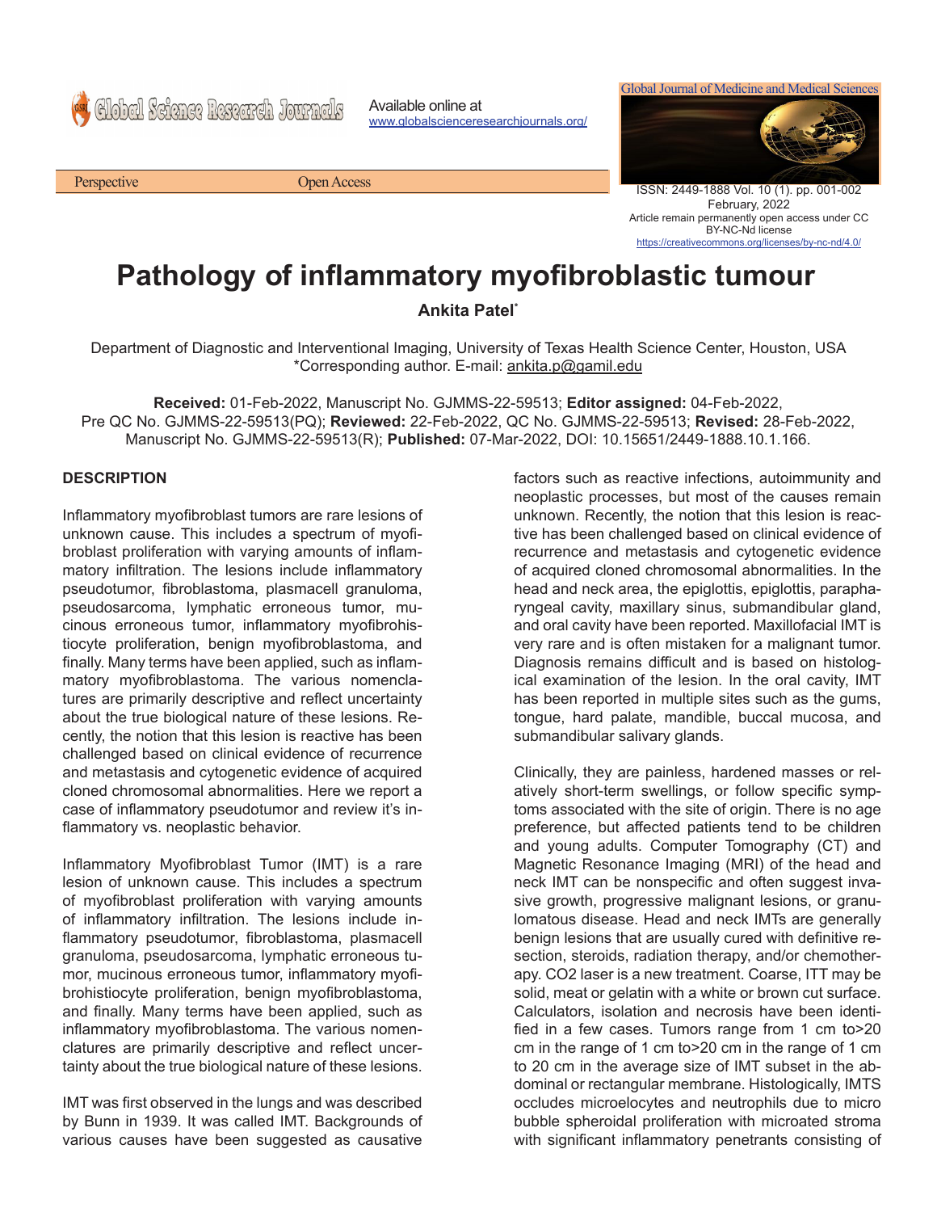Perspective | Open Access

Global Journal of Medicine and Medical Sciences

ISSN: 2449-1888 Vol. 10 (1). pp. 001-002
February, 2022
Article remain permanently open access under CC BY-NC-Nd license
https://creativecommons.org/licenses/by-nc-nd/4.0/

# Pathology of inflammatory myofibroblastic tumour

**Ankita Patel***

Department of Diagnostic and Interventional Imaging, University of Texas Health Science Center, Houston, USA
*Corresponding author. E-mail: ankita.p@gamil.edu

**Received:** 01-Feb-2022, Manuscript No. GJMMS-22-59513; **Editor assigned:** 04-Feb-2022, Pre QC No. GJMMS-22-59513(PQ); **Reviewed:** 22-Feb-2022, QC No. GJMMS-22-59513; **Revised:** 28-Feb-2022, Manuscript No. GJMMS-22-59513(R); **Published:** 07-Mar-2022, DOI: 10.15651/2449-1888.10.1.166.

## DESCRIPTION

Inflammatory myofibroblast tumors are rare lesions of unknown cause. This includes a spectrum of myofibroblast proliferation with varying amounts of inflammatory infiltration. The lesions include inflammatory pseudotumor, fibroblastoma, plasmacell granuloma, pseudosarcoma, lymphatic erroneous tumor, mucinous erroneous tumor, inflammatory myofibrohistiocyte proliferation, benign myofibroblastoma, and finally. Many terms have been applied, such as inflammatory myofibroblastoma. The various nomenclatures are primarily descriptive and reflect uncertainty about the true biological nature of these lesions. Recently, the notion that this lesion is reactive has been challenged based on clinical evidence of recurrence and metastasis and cytogenetic evidence of acquired cloned chromosomal abnormalities. Here we report a case of inflammatory pseudotumor and review it's inflammatory vs. neoplastic behavior.

Inflammatory Myofibroblast Tumor (IMT) is a rare lesion of unknown cause. This includes a spectrum of myofibroblast proliferation with varying amounts of inflammatory infiltration. The lesions include inflammatory pseudotumor, fibroblastoma, plasmacell granuloma, pseudosarcoma, lymphatic erroneous tumor, mucinous erroneous tumor, inflammatory myofibrohistiocyte proliferation, benign myofibroblastoma, and finally. Many terms have been applied, such as inflammatory myofibroblastoma. The various nomenclatures are primarily descriptive and reflect uncertainty about the true biological nature of these lesions.

IMT was first observed in the lungs and was described by Bunn in 1939. It was called IMT. Backgrounds of various causes have been suggested as causative factors such as reactive infections, autoimmunity and neoplastic processes, but most of the causes remain unknown. Recently, the notion that this lesion is reactive has been challenged based on clinical evidence of recurrence and metastasis and cytogenetic evidence of acquired cloned chromosomal abnormalities. In the head and neck area, the epiglottis, epiglottis, parapharyngeal cavity, maxillary sinus, submandibular gland, and oral cavity have been reported. Maxillofacial IMT is very rare and is often mistaken for a malignant tumor. Diagnosis remains difficult and is based on histological examination of the lesion. In the oral cavity, IMT has been reported in multiple sites such as the gums, tongue, hard palate, mandible, buccal mucosa, and submandibular salivary glands.

Clinically, they are painless, hardened masses or relatively short-term swellings, or follow specific symptoms associated with the site of origin. There is no age preference, but affected patients tend to be children and young adults. Computer Tomography (CT) and Magnetic Resonance Imaging (MRI) of the head and neck IMT can be nonspecific and often suggest invasive growth, progressive malignant lesions, or granulomatous disease. Head and neck IMTs are generally benign lesions that are usually cured with definitive resection, steroids, radiation therapy, and/or chemotherapy. CO2 laser is a new treatment. Coarse, ITT may be solid, meat or gelatin with a white or brown cut surface. Calculators, isolation and necrosis have been identified in a few cases. Tumors range from 1 cm to>20 cm in the range of 1 cm to>20 cm in the range of 1 cm to 20 cm in the average size of IMT subset in the abdominal or rectangular membrane. Histologically, IMTS occludes microelocytes and neutrophils due to micro bubble spheroidal proliferation with microated stroma with significant inflammatory penetrants consisting of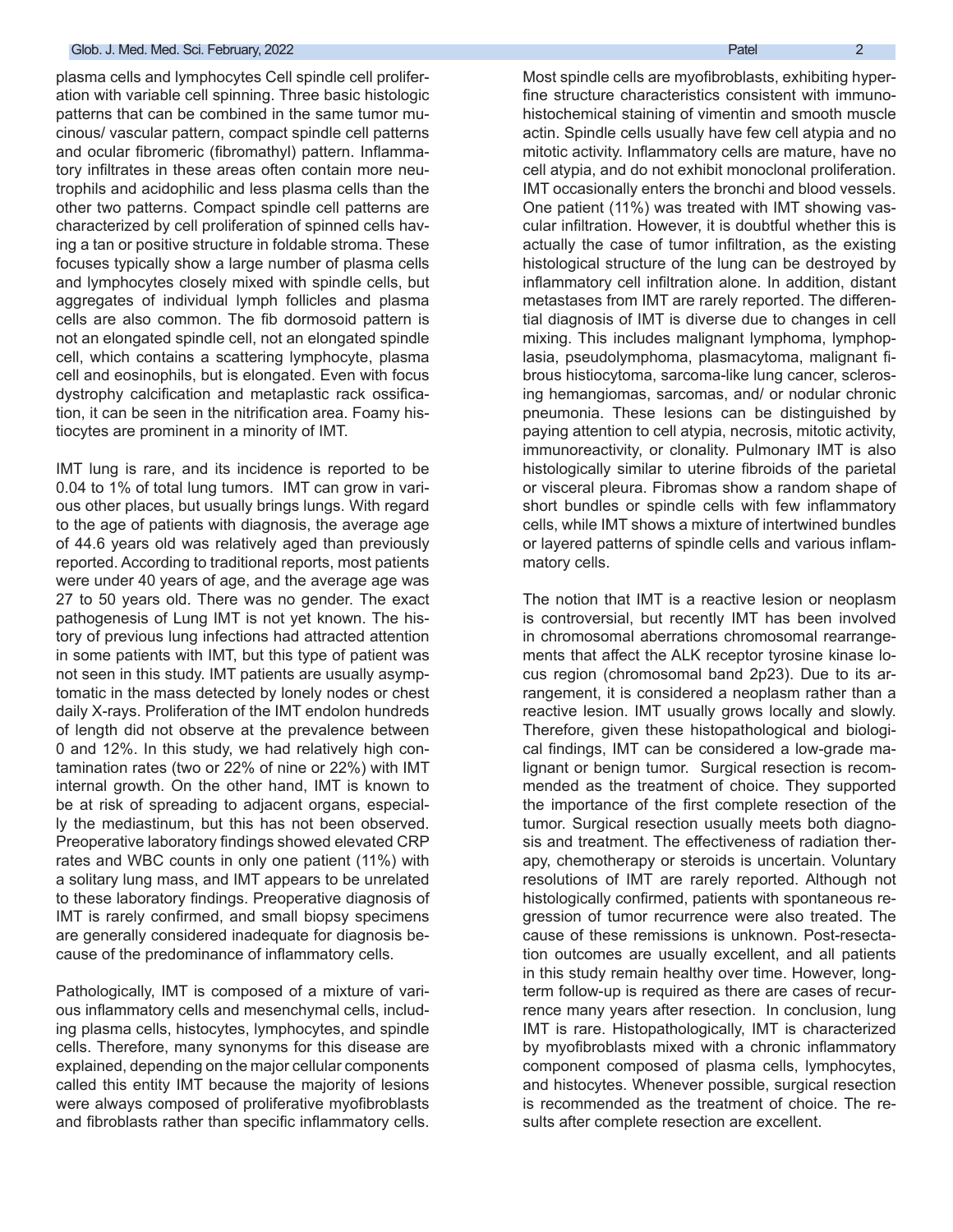plasma cells and lymphocytes Cell spindle cell proliferation with variable cell spinning. Three basic histologic patterns that can be combined in the same tumor mucinous/ vascular pattern, compact spindle cell patterns and ocular fibromeric (fibromathyl) pattern. Inflammatory infiltrates in these areas often contain more neutrophils and acidophilic and less plasma cells than the other two patterns. Compact spindle cell patterns are characterized by cell proliferation of spinned cells having a tan or positive structure in foldable stroma. These focuses typically show a large number of plasma cells and lymphocytes closely mixed with spindle cells, but aggregates of individual lymph follicles and plasma cells are also common. The fib dormosoid pattern is not an elongated spindle cell, not an elongated spindle cell, which contains a scattering lymphocyte, plasma cell and eosinophils, but is elongated. Even with focus dystrophy calcification and metaplastic rack ossification, it can be seen in the nitrification area. Foamy histiocytes are prominent in a minority of IMT.

IMT lung is rare, and its incidence is reported to be 0.04 to 1% of total lung tumors. IMT can grow in various other places, but usually brings lungs. With regard to the age of patients with diagnosis, the average age of 44.6 years old was relatively aged than previously reported. According to traditional reports, most patients were under 40 years of age, and the average age was 27 to 50 years old. There was no gender. The exact pathogenesis of Lung IMT is not yet known. The history of previous lung infections had attracted attention in some patients with IMT, but this type of patient was not seen in this study. IMT patients are usually asymptomatic in the mass detected by lonely nodes or chest daily X-rays. Proliferation of the IMT endolon hundreds of length did not observe at the prevalence between 0 and 12%. In this study, we had relatively high contamination rates (two or 22% of nine or 22%) with IMT internal growth. On the other hand, IMT is known to be at risk of spreading to adjacent organs, especially the mediastinum, but this has not been observed. Preoperative laboratory findings showed elevated CRP rates and WBC counts in only one patient (11%) with a solitary lung mass, and IMT appears to be unrelated to these laboratory findings. Preoperative diagnosis of IMT is rarely confirmed, and small biopsy specimens are generally considered inadequate for diagnosis because of the predominance of inflammatory cells.

Pathologically, IMT is composed of a mixture of various inflammatory cells and mesenchymal cells, including plasma cells, histocytes, lymphocytes, and spindle cells. Therefore, many synonyms for this disease are explained, depending on the major cellular components called this entity IMT because the majority of lesions were always composed of proliferative myofibroblasts and fibroblasts rather than specific inflammatory cells. Most spindle cells are myofibroblasts, exhibiting hyperfine structure characteristics consistent with immunohistochemical staining of vimentin and smooth muscle actin. Spindle cells usually have few cell atypia and no mitotic activity. Inflammatory cells are mature, have no cell atypia, and do not exhibit monoclonal proliferation. IMT occasionally enters the bronchi and blood vessels. One patient (11%) was treated with IMT showing vascular infiltration. However, it is doubtful whether this is actually the case of tumor infiltration, as the existing histological structure of the lung can be destroyed by inflammatory cell infiltration alone. In addition, distant metastases from IMT are rarely reported. The differential diagnosis of IMT is diverse due to changes in cell mixing. This includes malignant lymphoma, lymphoplasia, pseudolymphoma, plasmacytoma, malignant fibrous histiocytoma, sarcoma-like lung cancer, sclerosing hemangiomas, sarcomas, and/ or nodular chronic pneumonia. These lesions can be distinguished by paying attention to cell atypia, necrosis, mitotic activity, immunoreactivity, or clonality. Pulmonary IMT is also histologically similar to uterine fibroids of the parietal or visceral pleura. Fibromas show a random shape of short bundles or spindle cells with few inflammatory cells, while IMT shows a mixture of intertwined bundles or layered patterns of spindle cells and various inflammatory cells.

The notion that IMT is a reactive lesion or neoplasm is controversial, but recently IMT has been involved in chromosomal aberrations chromosomal rearrangements that affect the ALK receptor tyrosine kinase locus region (chromosomal band 2p23). Due to its arrangement, it is considered a neoplasm rather than a reactive lesion. IMT usually grows locally and slowly. Therefore, given these histopathological and biological findings, IMT can be considered a low-grade malignant or benign tumor. Surgical resection is recommended as the treatment of choice. They supported the importance of the first complete resection of the tumor. Surgical resection usually meets both diagnosis and treatment. The effectiveness of radiation therapy, chemotherapy or steroids is uncertain. Voluntary resolutions of IMT are rarely reported. Although not histologically confirmed, patients with spontaneous regression of tumor recurrence were also treated. The cause of these remissions is unknown. Post-resectation outcomes are usually excellent, and all patients in this study remain healthy over time. However, long-term follow-up is required as there are cases of recurrence many years after resection. In conclusion, lung IMT is rare. Histopathologically, IMT is characterized by myofibroblasts mixed with a chronic inflammatory component composed of plasma cells, lymphocytes, and histocytes. Whenever possible, surgical resection is recommended as the treatment of choice. The results after complete resection are excellent.